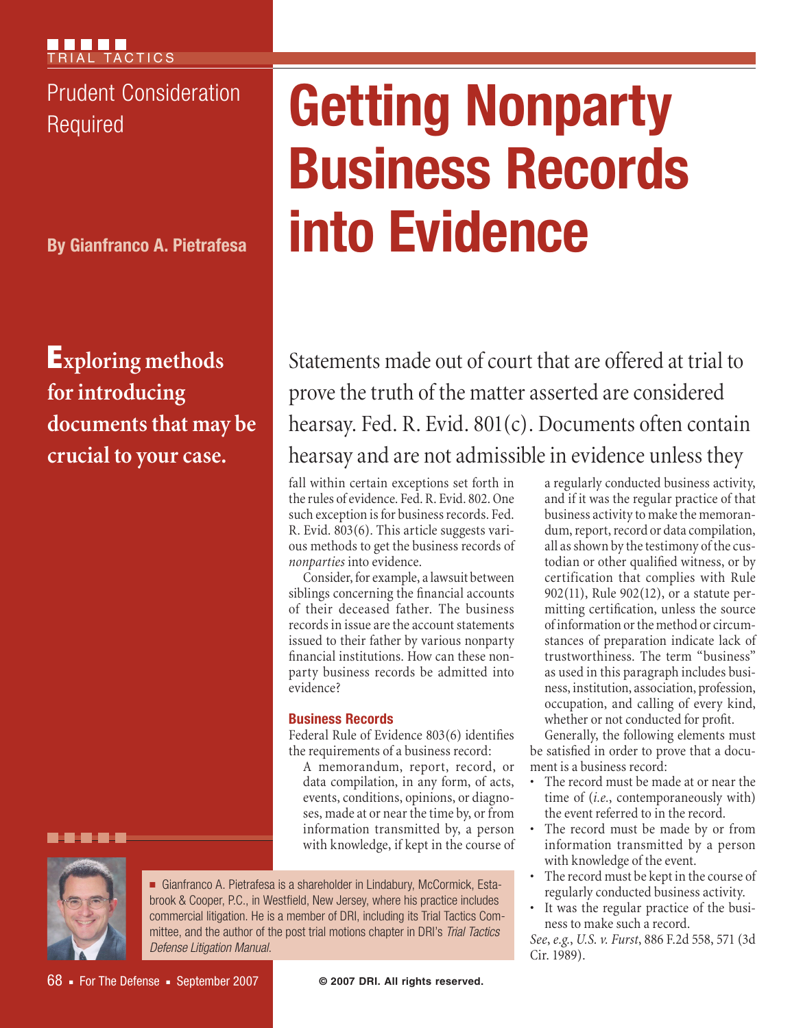TRIAL TACTICS

# Getting Nonparty Business Records into Evidence

## Prudent Consideration Required

**By Gianfranco A. Pietrafesa**

**Exploring methods for introducing documents that may be crucial to your case.**

Statements made out of court that are offered at trial to prove the truth of the matter asserted are considered hearsay. Fed. R. Evid. 801(c). Documents often contain hearsay and are not admissible in evidence unless they fall within certain exceptions set forth in the rules of evidence. Fed. R. Evid. 802. One such exception is for business records. Fed. R. Evid. 803(6). This article suggests various methods to get the business records of *nonparties* into evidence.

Consider, for example, a lawsuit between siblings concerning the financial accounts of their deceased father. The business records in issue are the account statements issued to their father by various nonparty financial institutions. How can these nonparty business records be admitted into evidence?

### Business Records

Federal Rule of Evidence 803(6) identifies the requirements of a business record:

> A memorandum, report, record, or data compilation, in any form, of acts, events, conditions, opinions, or diagnoses, made at or near the time by, or from information transmitted by, a person with knowledge, if kept in the course of a regularly conducted business activity, and if it was the regular practice of that business activity to make the memorandum, report, record or data compilation, all as shown by the testimony of the custodian or other qualified witness, or by certification that complies with Rule 902(11), Rule 902(12), or a statute permitting certification, unless the source of information or the method or circumstances of preparation indicate lack of trustworthiness. The term "business" as used in this paragraph includes business, institution, association, profession, occupation, and calling of every kind, whether or not conducted for profit.

Generally, the following elements must be satisfied in order to prove that a document is a business record:

- The record must be made at or near the time of (*i.e.*, contemporaneously with) the event referred to in the record.
- The record must be made by or from information transmitted by a person with knowledge of the event.
- The record must be kept in the course of regularly conducted business activity.
- It was the regular practice of the business to make such a record.

*See, e.g.*, *U.S. v. Furst*, 886 F.2d 558, 571 (3d Cir. 1989).

Gianfranco A. Pietrafesa is a shareholder in Lindabury, McCormick, Estabrook & Cooper, P.C., in Westfield, New Jersey, where his practice includes commercial litigation. He is a member of DRI, including its Trial Tactics Committee, and the author of the post trial motions chapter in DRI's *Trial Tactics Defense Litigation Manual*.

© 2007 DRI. All rights reserved.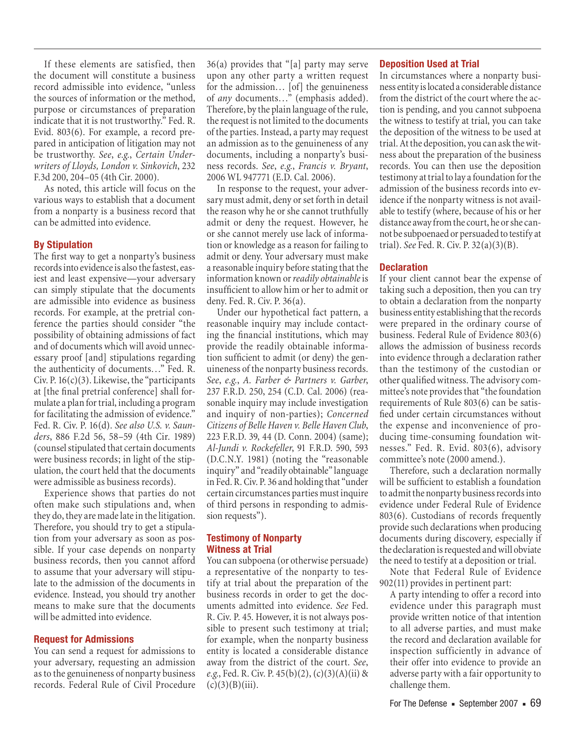If these elements are satisfied, then the document will constitute a business record admissible into evidence, "unless the sources of information or the method, purpose or circumstances of preparation indicate that it is not trustworthy." Fed. R. Evid. 803(6). For example, a record prepared in anticipation of litigation may not be trustworthy. *See*, *e.g.*, *Certain Underwriters of Lloyds, London v. Sinkovich*, 232 F.3d 200, 204–05 (4th Cir. 2000).

As noted, this article will focus on the various ways to establish that a document from a nonparty is a business record that can be admitted into evidence.

### By Stipulation

The first way to get a nonparty's business records into evidence is also the fastest, easiest and least expensive—your adversary can simply stipulate that the documents are admissible into evidence as business records. For example, at the pretrial conference the parties should consider "the possibility of obtaining admissions of fact and of documents which will avoid unnecessary proof [and] stipulations regarding the authenticity of documents…" Fed. R. Civ. P. 16(c)(3). Likewise, the "participants at [the final pretrial conference] shall formulate a plan for trial, including a program for facilitating the admission of evidence." Fed. R. Civ. P. 16(d). *See also U.S. v. Saunders*, 886 F.2d 56, 58–59 (4th Cir. 1989) (counsel stipulated that certain documents were business records; in light of the stipulation, the court held that the documents were admissible as business records).

Experience shows that parties do not often make such stipulations and, when they do, they are made late in the litigation. Therefore, you should try to get a stipulation from your adversary as soon as possible. If your case depends on nonparty business records, then you cannot afford to assume that your adversary will stipulate to the admission of the documents in evidence. Instead, you should try another means to make sure that the documents will be admitted into evidence.

### Request for Admissions

You can send a request for admissions to your adversary, requesting an admission as to the genuineness of nonparty business records. Federal Rule of Civil Procedure 36(a) provides that "[a] party may serve upon any other party a written request for the admission… [of] the genuineness of *any* documents…" (emphasis added). Therefore, by the plain language of the rule, the request is not limited to the documents of the parties. Instead, a party may request an admission as to the genuineness of any documents, including a nonparty's business records. *See*, *e.g.*, *Francis v. Bryant*, 2006 WL 947771 (E.D. Cal. 2006).

In response to the request, your adversary must admit, deny or set forth in detail the reason why he or she cannot truthfully admit or deny the request. However, he or she cannot merely use lack of information or knowledge as a reason for failing to admit or deny. Your adversary must make a reasonable inquiry before stating that the information known or *readily obtainable* is insufficient to allow him or her to admit or deny. Fed. R. Civ. P. 36(a).

Under our hypothetical fact pattern, a reasonable inquiry may include contacting the financial institutions, which may provide the readily obtainable information sufficient to admit (or deny) the genuineness of the nonparty business records. *See*, *e.g.*, *A. Farber & Partners v. Garber*, 237 F.R.D. 250, 254 (C.D. Cal. 2006) (reasonable inquiry may include investigation and inquiry of non-parties); *Concerned Citizens of Belle Haven v. Belle Haven Club*, 223 F.R.D. 39, 44 (D. Conn. 2004) (same); *Al-Jundi v. Rockefeller*, 91 F.R.D. 590, 593 (D.C.N.Y. 1981) (noting the "reasonable inquiry" and "readily obtainable" language in Fed. R. Civ. P. 36 and holding that "under certain circumstances parties must inquire of third persons in responding to admission requests").

### Testimony of Nonparty Witness at Trial

You can subpoena (or otherwise persuade) a representative of the nonparty to testify at trial about the preparation of the business records in order to get the documents admitted into evidence. *See* Fed. R. Civ. P. 45. However, it is not always possible to present such testimony at trial; for example, when the nonparty business entity is located a considerable distance away from the district of the court. *See*, *e.g.*, Fed. R. Civ. P. 45(b)(2), (c)(3)(A)(ii) & (c)(3)(B)(iii).

### Deposition Used at Trial

In circumstances where a nonparty business entity is located a considerable distance from the district of the court where the action is pending, and you cannot subpoena the witness to testify at trial, you can take the deposition of the witness to be used at trial. At the deposition, you can ask the witness about the preparation of the business records. You can then use the deposition testimony at trial to lay a foundation for the admission of the business records into evidence if the nonparty witness is not available to testify (where, because of his or her distance away from the court, he or she cannot be subpoenaed or persuaded to testify at trial). *See* Fed. R. Civ. P. 32(a)(3)(B).

### Declaration

If your client cannot bear the expense of taking such a deposition, then you can try to obtain a declaration from the nonparty business entity establishing that the records were prepared in the ordinary course of business. Federal Rule of Evidence 803(6) allows the admission of business records into evidence through a declaration rather than the testimony of the custodian or other qualified witness. The advisory committee's note provides that "the foundation requirements of Rule 803(6) can be satisfied under certain circumstances without the expense and inconvenience of producing time-consuming foundation witnesses." Fed. R. Evid. 803(6), advisory committee's note (2000 amend.).

Therefore, such a declaration normally will be sufficient to establish a foundation to admit the nonparty business records into evidence under Federal Rule of Evidence 803(6). Custodians of records frequently provide such declarations when producing documents during discovery, especially if the declaration is requested and will obviate the need to testify at a deposition or trial.

Note that Federal Rule of Evidence 902(11) provides in pertinent part:

> A party intending to offer a record into evidence under this paragraph must provide written notice of that intention to all adverse parties, and must make the record and declaration available for inspection sufficiently in advance of their offer into evidence to provide an adverse party with a fair opportunity to challenge them.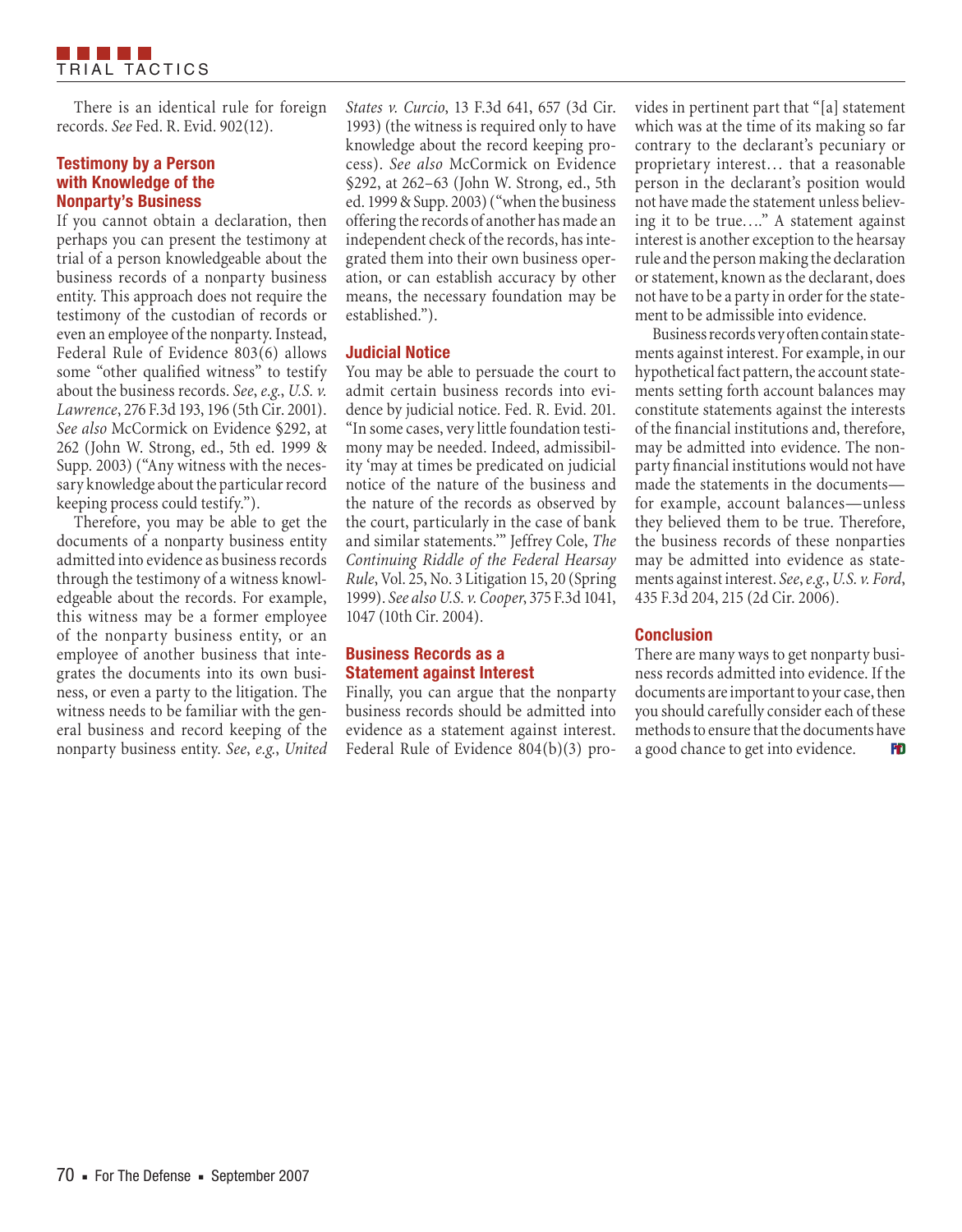There is an identical rule for foreign records. *See* Fed. R. Evid. 902(12).

## Testimony by a Person with Knowledge of the Nonparty's Business

If you cannot obtain a declaration, then perhaps you can present the testimony at trial of a person knowledgeable about the business records of a nonparty business entity. This approach does not require the testimony of the custodian of records or even an employee of the nonparty. Instead, Federal Rule of Evidence 803(6) allows some "other qualified witness" to testify about the business records. *See*, *e.g.*, *U.S. v. Lawrence*, 276 F.3d 193, 196 (5th Cir. 2001). *See also* McCormick on Evidence §292, at 262 (John W. Strong, ed., 5th ed. 1999 & Supp. 2003) ("Any witness with the necessary knowledge about the particular record keeping process could testify.").

Therefore, you may be able to get the documents of a nonparty business entity admitted into evidence as business records through the testimony of a witness knowledgeable about the records. For example, this witness may be a former employee of the nonparty business entity, or an employee of another business that integrates the documents into its own business, or even a party to the litigation. The witness needs to be familiar with the general business and record keeping of the nonparty business entity. *See*, *e.g.*, *United States v. Curcio*, 13 F.3d 641, 657 (3d Cir. 1993) (the witness is required only to have knowledge about the record keeping process). *See also* McCormick on Evidence §292, at 262–63 (John W. Strong, ed., 5th ed. 1999 & Supp. 2003) ("when the business offering the records of another has made an independent check of the records, has integrated them into their own business operation, or can establish accuracy by other means, the necessary foundation may be established.").

## Judicial Notice

You may be able to persuade the court to admit certain business records into evidence by judicial notice. Fed. R. Evid. 201. "In some cases, very little foundation testimony may be needed. Indeed, admissibility 'may at times be predicated on judicial notice of the nature of the business and the nature of the records as observed by the court, particularly in the case of bank and similar statements.'" Jeffrey Cole, *The Continuing Riddle of the Federal Hearsay Rule*, Vol. 25, No. 3 Litigation 15, 20 (Spring 1999). *See also U.S. v. Cooper*, 375 F.3d 1041, 1047 (10th Cir. 2004).

## Business Records as a Statement against Interest

Finally, you can argue that the nonparty business records should be admitted into evidence as a statement against interest. Federal Rule of Evidence 804(b)(3) provides in pertinent part that "[a] statement which was at the time of its making so far contrary to the declarant's pecuniary or proprietary interest… that a reasonable person in the declarant's position would not have made the statement unless believing it to be true…." A statement against interest is another exception to the hearsay rule and the person making the declaration or statement, known as the declarant, does not have to be a party in order for the statement to be admissible into evidence.

Business records very often contain statements against interest. For example, in our hypothetical fact pattern, the account statements setting forth account balances may constitute statements against the interests of the financial institutions and, therefore, may be admitted into evidence. The nonparty financial institutions would not have made the statements in the documents—for example, account balances—unless they believed them to be true. Therefore, the business records of these nonparties may be admitted into evidence as statements against interest. *See*, *e.g.*, *U.S. v. Ford*, 435 F.3d 204, 215 (2d Cir. 2006).

## Conclusion

There are many ways to get nonparty business records admitted into evidence. If the documents are important to your case, then you should carefully consider each of these methods to ensure that the documents have a good chance to get into evidence.